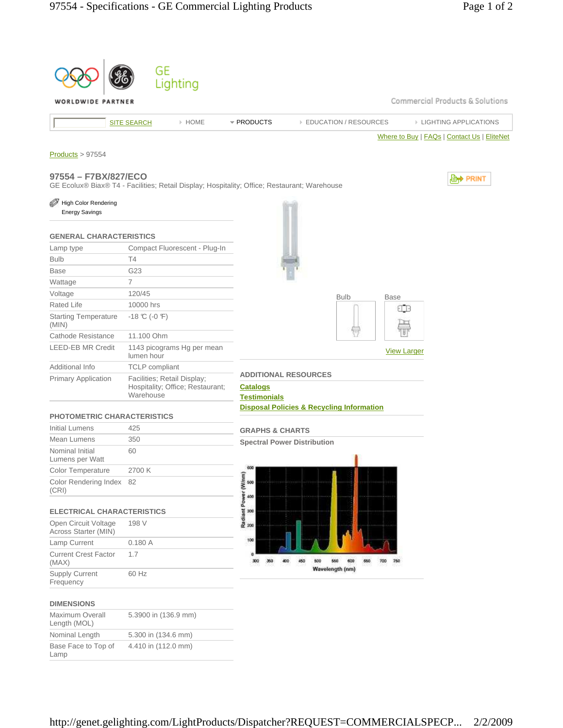GE Lighting

WORLDWIDE PARTNER

Commercial Products & Solutions

SITE SEARCH | HOME | PRODUCTS | EDUCATION / RESOURCES | LIGHTING APPLICATIONS

Where to Buy | FAQs | Contact Us | EliteNet

Products > 97554

## 97554 – F7BX/827/ECO

GE Ecolux® Biax® T4 - Facilities; Retail Display; Hospitality; Office; Restaurant; Warehouse

PRINT

High Color Rendering
Energy Savings

### GENERAL CHARACTERISTICS

| | |
|---|---|
| Lamp type | Compact Fluorescent - Plug-In |
| Bulb | T4 |
| Base | G23 |
| Wattage | 7 |
| Voltage | 120/45 |
| Rated Life | 10000 hrs |
| Starting Temperature (MIN) | -18 ℃ (-0 ℉) |
| Cathode Resistance | 11.100 Ohm |
| LEED-EB MR Credit | 1143 picograms Hg per mean lumen hour |
| Additional Info | TCLP compliant |
| Primary Application | Facilities; Retail Display; Hospitality; Office; Restaurant; Warehouse |

### PHOTOMETRIC CHARACTERISTICS

| | |
|---|---|
| Initial Lumens | 425 |
| Mean Lumens | 350 |
| Nominal Initial Lumens per Watt | 60 |
| Color Temperature | 2700 K |
| Color Rendering Index (CRI) | 82 |

### ELECTRICAL CHARACTERISTICS

| | |
|---|---|
| Open Circuit Voltage Across Starter (MIN) | 198 V |
| Lamp Current | 0.180 A |
| Current Crest Factor (MAX) | 1.7 |
| Supply Current Frequency | 60 Hz |

### DIMENSIONS

| | |
|---|---|
| Maximum Overall Length (MOL) | 5.3900 in (136.9 mm) |
| Nominal Length | 5.300 in (134.6 mm) |
| Base Face to Top of Lamp | 4.410 in (112.0 mm) |

Bulb | Base

View Larger

### ADDITIONAL RESOURCES

Catalogs
Testimonials
Disposal Policies & Recycling Information

### GRAPHS & CHARTS

**Spectral Power Distribution**

Radiant Power (W/nm)

Wavelength (nm)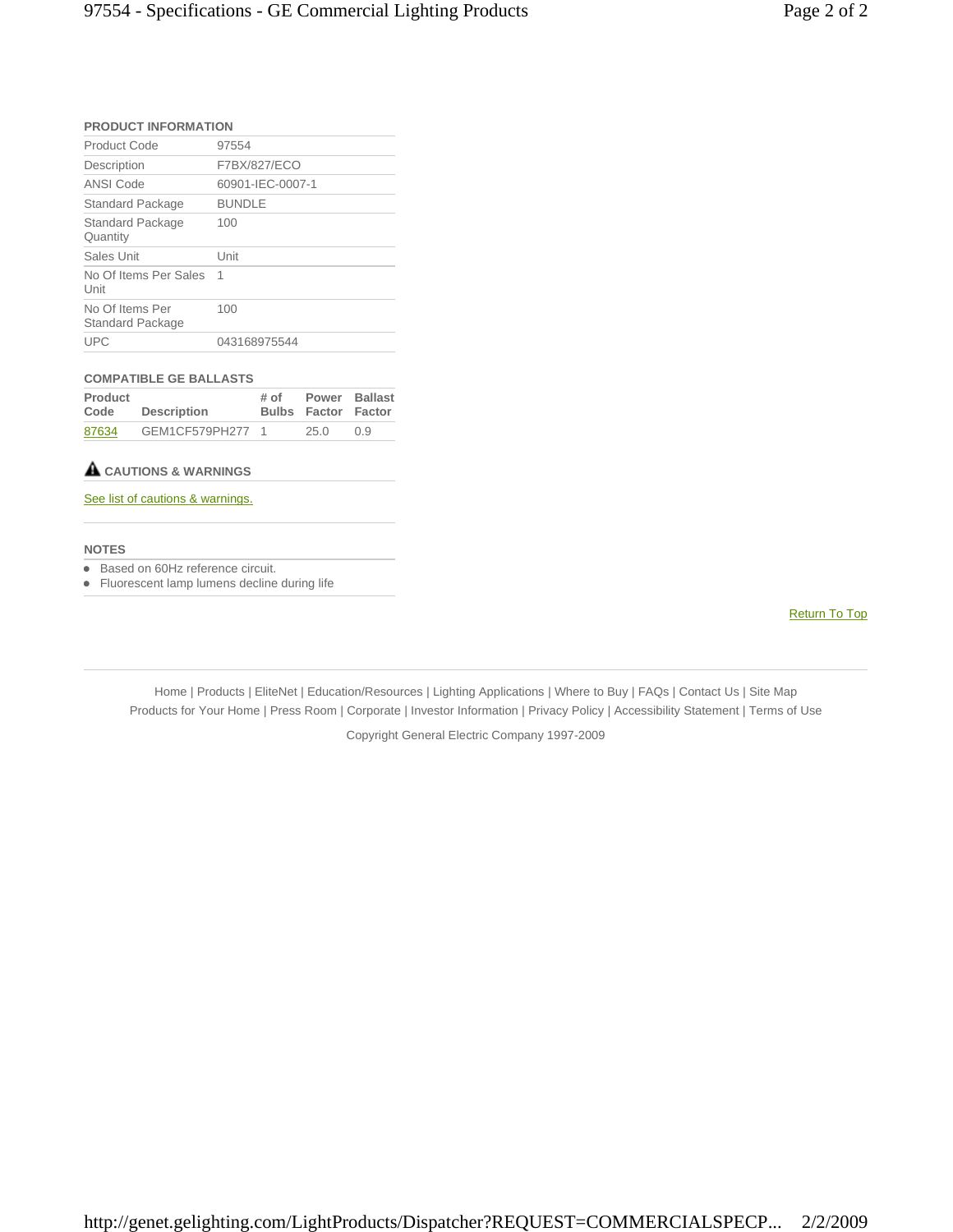### PRODUCT INFORMATION

| | |
|---|---|
| Product Code | 97554 |
| Description | F7BX/827/ECO |
| ANSI Code | 60901-IEC-0007-1 |
| Standard Package | BUNDLE |
| Standard Package Quantity | 100 |
| Sales Unit | Unit |
| No Of Items Per Sales Unit | 1 |
| No Of Items Per Standard Package | 100 |
| UPC | 043168975544 |

### COMPATIBLE GE BALLASTS

| Product Code | Description | # of Bulbs | Power Factor | Ballast Factor |
|---|---|---|---|---|
| 87634 | GEM1CF579PH277 | 1 | 25.0 | 0.9 |

### CAUTIONS & WARNINGS

See list of cautions & warnings.

### NOTES

- Based on 60Hz reference circuit.
- Fluorescent lamp lumens decline during life

Return To Top

Home | Products | EliteNet | Education/Resources | Lighting Applications | Where to Buy | FAQs | Contact Us | Site Map
Products for Your Home | Press Room | Corporate | Investor Information | Privacy Policy | Accessibility Statement | Terms of Use

Copyright General Electric Company 1997-2009